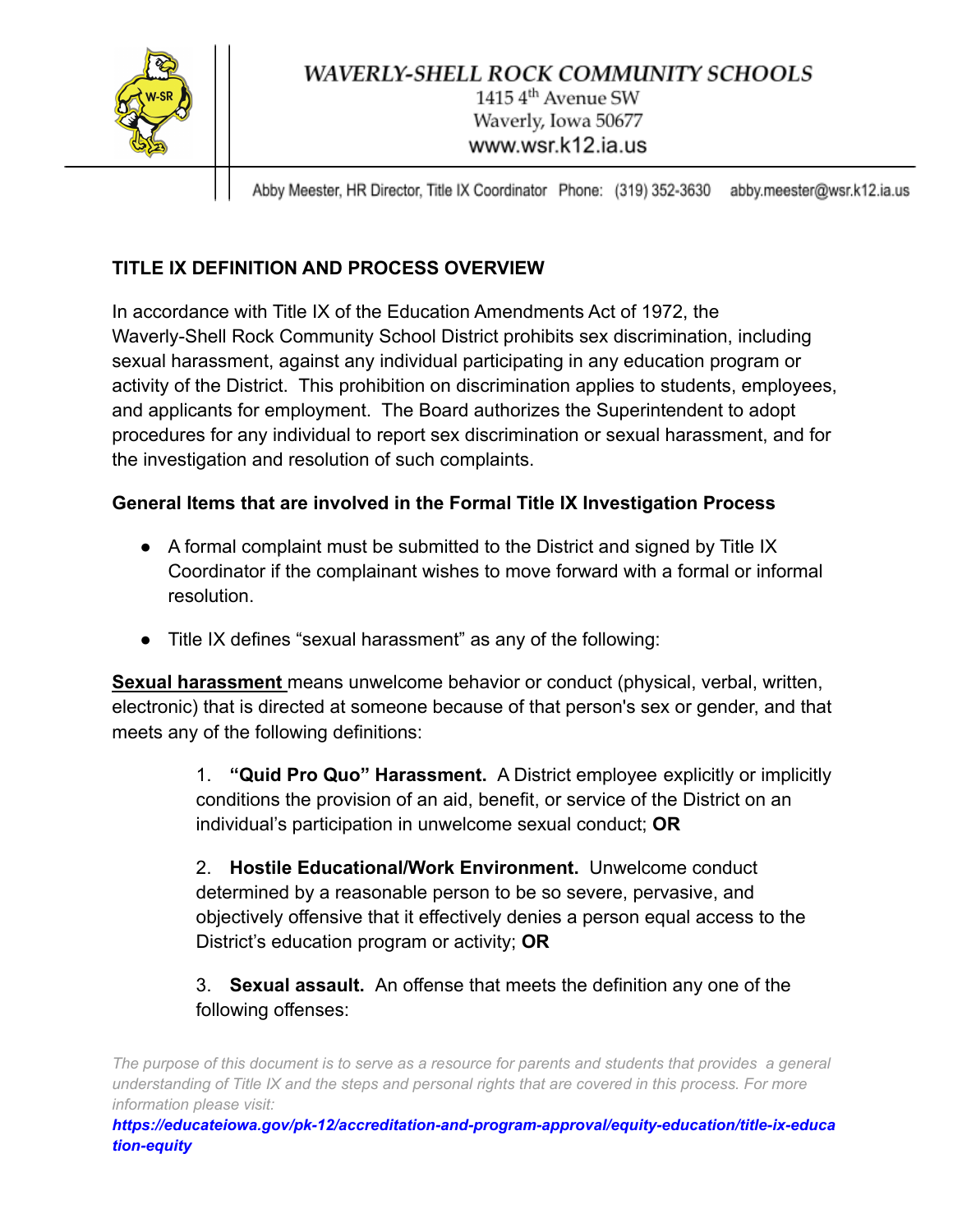**WAVERLY-SHELL ROCK COMMUNITY SCHOOLS**
1415 4th Avenue SW
Waverly, Iowa 50677
www.wsr.k12.ia.us

Abby Meester, HR Director, Title IX Coordinator Phone: (319) 352-3630 abby.meester@wsr.k12.ia.us

## TITLE IX DEFINITION AND PROCESS OVERVIEW

In accordance with Title IX of the Education Amendments Act of 1972, the Waverly-Shell Rock Community School District prohibits sex discrimination, including sexual harassment, against any individual participating in any education program or activity of the District. This prohibition on discrimination applies to students, employees, and applicants for employment. The Board authorizes the Superintendent to adopt procedures for any individual to report sex discrimination or sexual harassment, and for the investigation and resolution of such complaints.

### General Items that are involved in the Formal Title IX Investigation Process

- A formal complaint must be submitted to the District and signed by Title IX Coordinator if the complainant wishes to move forward with a formal or informal resolution.
- Title IX defines "sexual harassment" as any of the following:

**Sexual harassment** means unwelcome behavior or conduct (physical, verbal, written, electronic) that is directed at someone because of that person's sex or gender, and that meets any of the following definitions:

1. **"Quid Pro Quo" Harassment.** A District employee explicitly or implicitly conditions the provision of an aid, benefit, or service of the District on an individual's participation in unwelcome sexual conduct; **OR**

2. **Hostile Educational/Work Environment.** Unwelcome conduct determined by a reasonable person to be so severe, pervasive, and objectively offensive that it effectively denies a person equal access to the District's education program or activity; **OR**

3. **Sexual assault.** An offense that meets the definition any one of the following offenses:

*The purpose of this document is to serve as a resource for parents and students that provides a general understanding of Title IX and the steps and personal rights that are covered in this process. For more information please visit:*
***https://educateiowa.gov/pk-12/accreditation-and-program-approval/equity-education/title-ix-education-equity***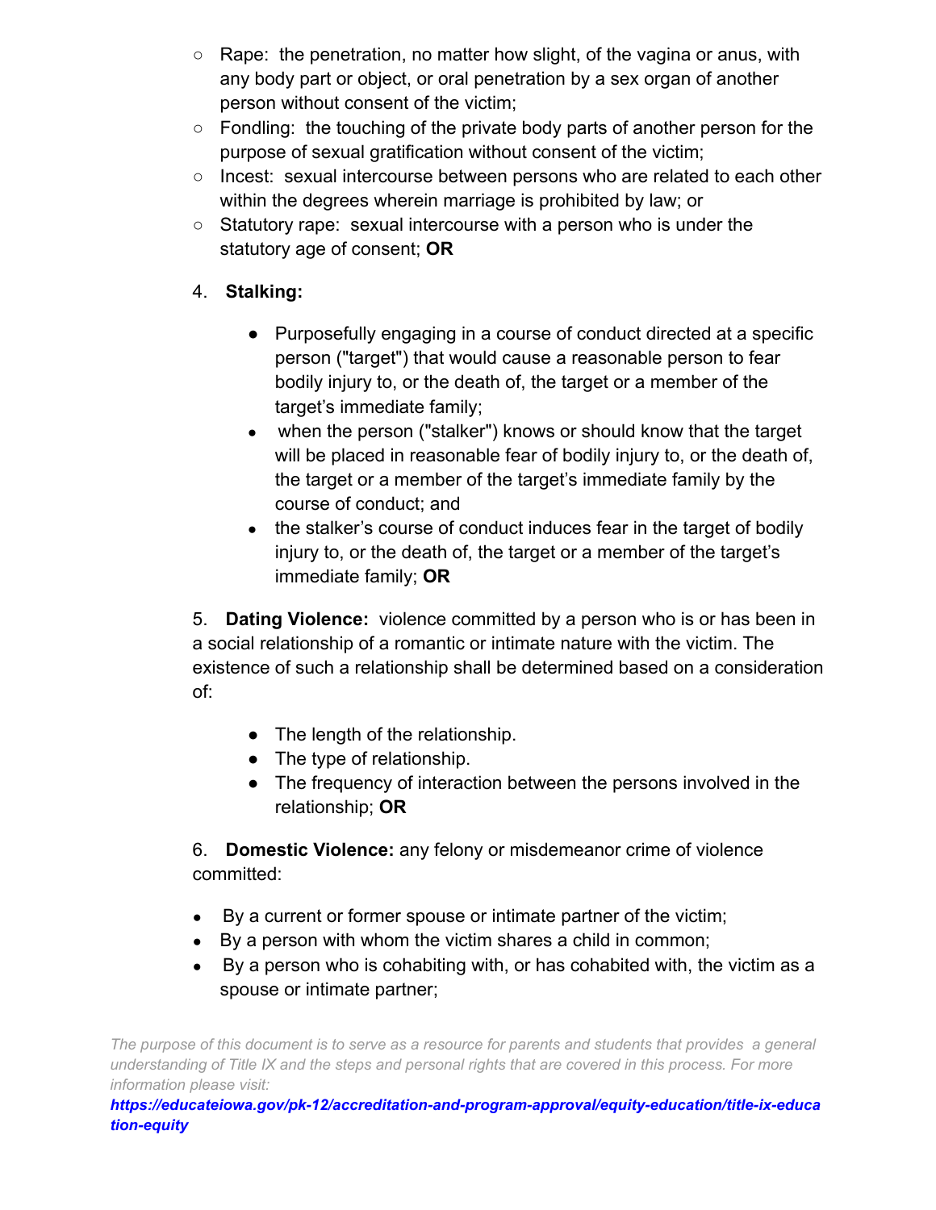- Rape: the penetration, no matter how slight, of the vagina or anus, with any body part or object, or oral penetration by a sex organ of another person without consent of the victim;
- Fondling: the touching of the private body parts of another person for the purpose of sexual gratification without consent of the victim;
- Incest: sexual intercourse between persons who are related to each other within the degrees wherein marriage is prohibited by law; or
- Statutory rape: sexual intercourse with a person who is under the statutory age of consent; **OR**

4. **Stalking:**

   - Purposefully engaging in a course of conduct directed at a specific person ("target") that would cause a reasonable person to fear bodily injury to, or the death of, the target or a member of the target's immediate family;
   - when the person ("stalker") knows or should know that the target will be placed in reasonable fear of bodily injury to, or the death of, the target or a member of the target's immediate family by the course of conduct; and
   - the stalker's course of conduct induces fear in the target of bodily injury to, or the death of, the target or a member of the target's immediate family; **OR**

5. **Dating Violence:** violence committed by a person who is or has been in a social relationship of a romantic or intimate nature with the victim. The existence of such a relationship shall be determined based on a consideration of:

   - The length of the relationship.
   - The type of relationship.
   - The frequency of interaction between the persons involved in the relationship; **OR**

6. **Domestic Violence:** any felony or misdemeanor crime of violence committed:

- By a current or former spouse or intimate partner of the victim;
- By a person with whom the victim shares a child in common;
- By a person who is cohabiting with, or has cohabited with, the victim as a spouse or intimate partner;

*The purpose of this document is to serve as a resource for parents and students that provides a general understanding of Title IX and the steps and personal rights that are covered in this process. For more information please visit:*
***https://educateiowa.gov/pk-12/accreditation-and-program-approval/equity-education/title-ix-education-equity***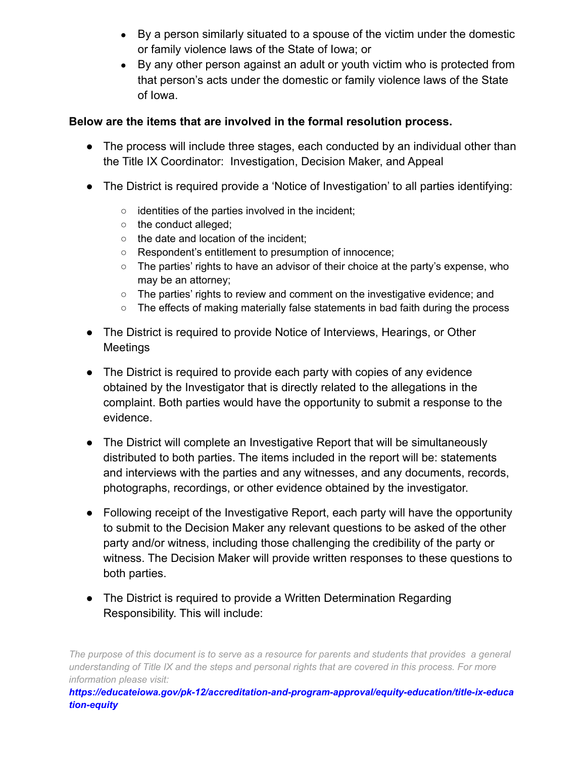- By a person similarly situated to a spouse of the victim under the domestic or family violence laws of the State of Iowa; or
- By any other person against an adult or youth victim who is protected from that person's acts under the domestic or family violence laws of the State of Iowa.

**Below are the items that are involved in the formal resolution process.**

- The process will include three stages, each conducted by an individual other than the Title IX Coordinator: Investigation, Decision Maker, and Appeal
- The District is required provide a 'Notice of Investigation' to all parties identifying:
  - identities of the parties involved in the incident;
  - the conduct alleged;
  - the date and location of the incident;
  - Respondent's entitlement to presumption of innocence;
  - The parties' rights to have an advisor of their choice at the party's expense, who may be an attorney;
  - The parties' rights to review and comment on the investigative evidence; and
  - The effects of making materially false statements in bad faith during the process
- The District is required to provide Notice of Interviews, Hearings, or Other Meetings
- The District is required to provide each party with copies of any evidence obtained by the Investigator that is directly related to the allegations in the complaint. Both parties would have the opportunity to submit a response to the evidence.
- The District will complete an Investigative Report that will be simultaneously distributed to both parties. The items included in the report will be: statements and interviews with the parties and any witnesses, and any documents, records, photographs, recordings, or other evidence obtained by the investigator.
- Following receipt of the Investigative Report, each party will have the opportunity to submit to the Decision Maker any relevant questions to be asked of the other party and/or witness, including those challenging the credibility of the party or witness. The Decision Maker will provide written responses to these questions to both parties.
- The District is required to provide a Written Determination Regarding Responsibility. This will include:

*The purpose of this document is to serve as a resource for parents and students that provides a general understanding of Title IX and the steps and personal rights that are covered in this process. For more information please visit:*
***https://educateiowa.gov/pk-12/accreditation-and-program-approval/equity-education/title-ix-education-equity***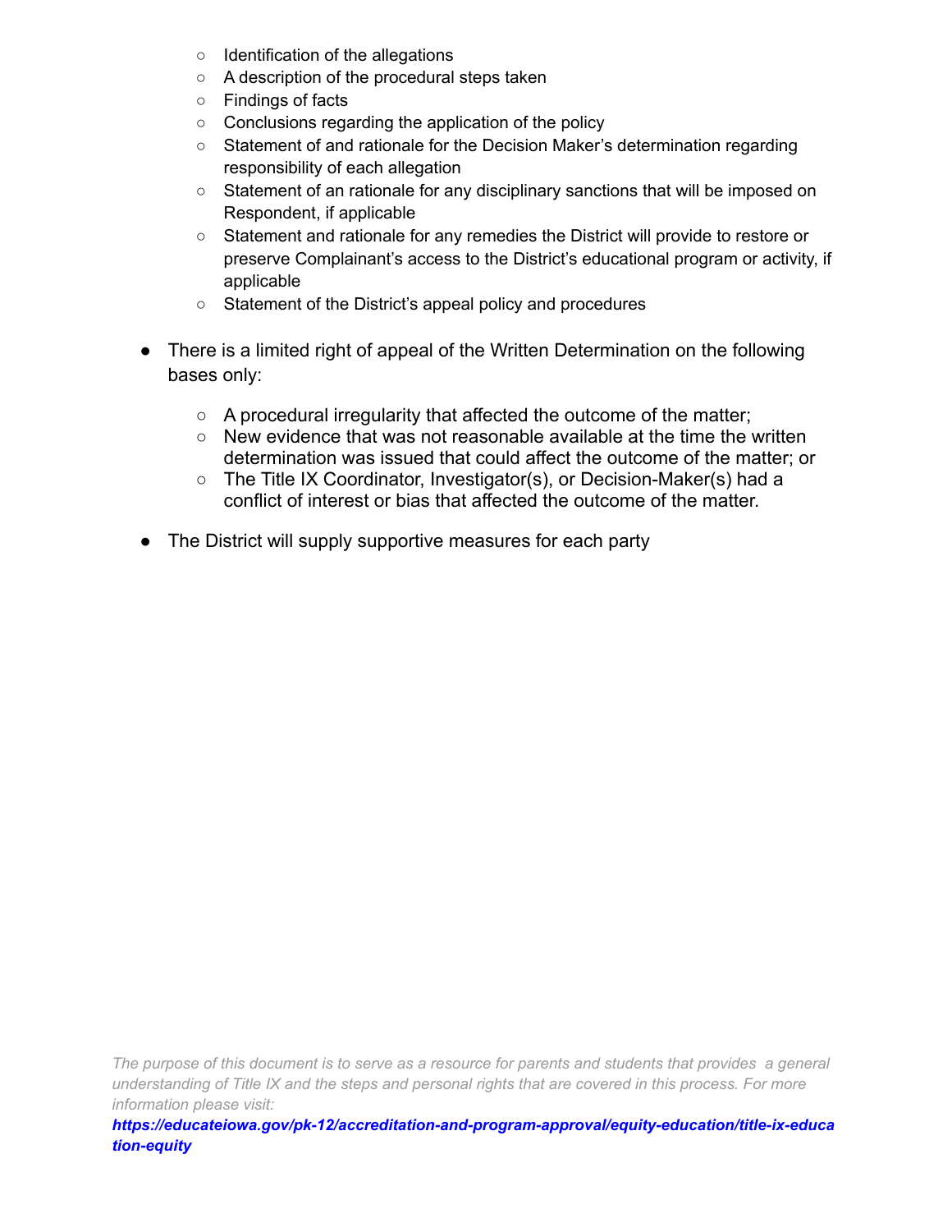- Identification of the allegations
    - A description of the procedural steps taken
    - Findings of facts
    - Conclusions regarding the application of the policy
    - Statement of and rationale for the Decision Maker's determination regarding responsibility of each allegation
    - Statement of an rationale for any disciplinary sanctions that will be imposed on Respondent, if applicable
    - Statement and rationale for any remedies the District will provide to restore or preserve Complainant's access to the District's educational program or activity, if applicable
    - Statement of the District's appeal policy and procedures

- There is a limited right of appeal of the Written Determination on the following bases only:
    - A procedural irregularity that affected the outcome of the matter;
    - New evidence that was not reasonable available at the time the written determination was issued that could affect the outcome of the matter; or
    - The Title IX Coordinator, Investigator(s), or Decision-Maker(s) had a conflict of interest or bias that affected the outcome of the matter.

- The District will supply supportive measures for each party

*The purpose of this document is to serve as a resource for parents and students that provides a general understanding of Title IX and the steps and personal rights that are covered in this process. For more information please visit:*

***https://educateiowa.gov/pk-12/accreditation-and-program-approval/equity-education/title-ix-education-equity***